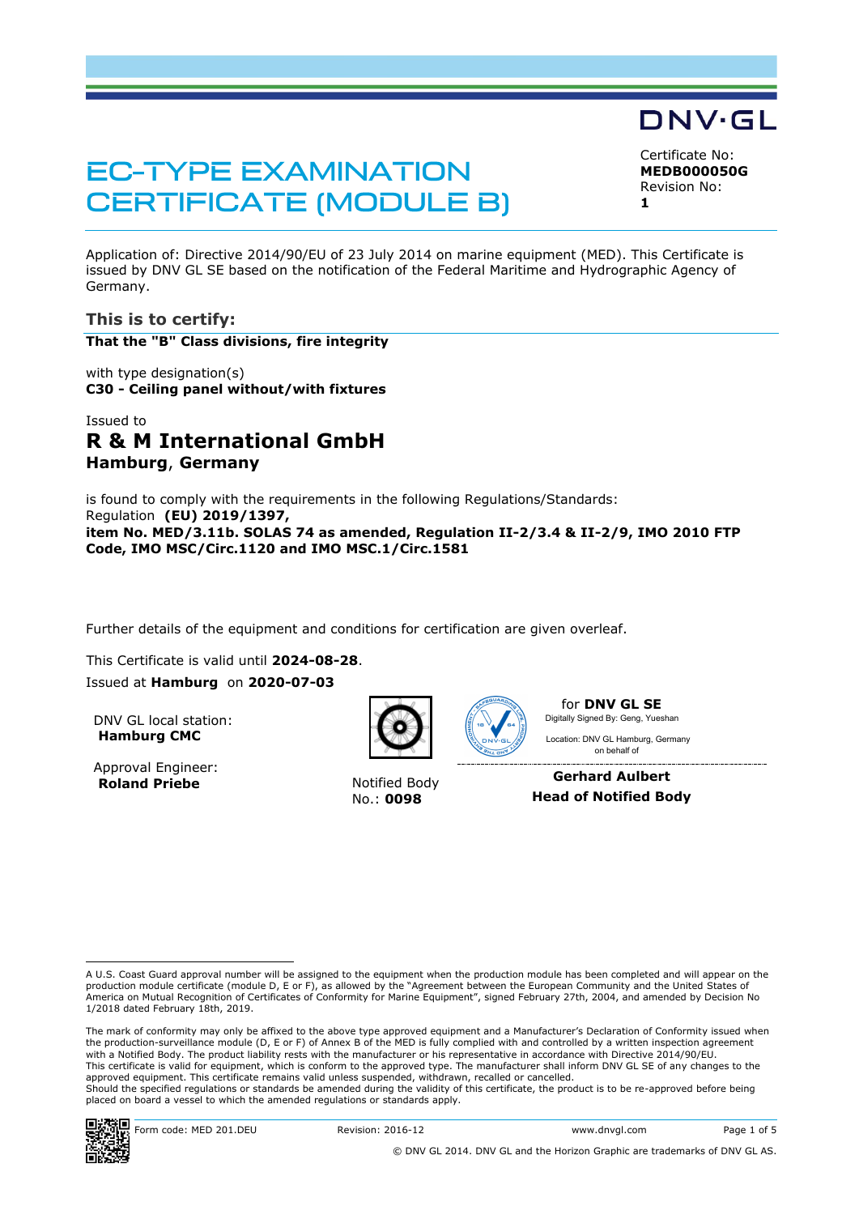DNV·GL

# EC-TYPE EXAMINATION CERTIFICATE (MODULE B)

Certificate No:
**MEDB000050G**
Revision No:
**1**

Application of: Directive 2014/90/EU of 23 July 2014 on marine equipment (MED). This Certificate is issued by DNV GL SE based on the notification of the Federal Maritime and Hydrographic Agency of Germany.

## This is to certify:

**That the "B" Class divisions, fire integrity**

with type designation(s)
**C30 - Ceiling panel without/with fixtures**

Issued to

# R & M International GmbH

**Hamburg, Germany**

is found to comply with the requirements in the following Regulations/Standards:
Regulation **(EU) 2019/1397,**
**item No. MED/3.11b. SOLAS 74 as amended, Regulation II-2/3.4 & II-2/9, IMO 2010 FTP Code, IMO MSC/Circ.1120 and IMO MSC.1/Circ.1581**

Further details of the equipment and conditions for certification are given overleaf.

This Certificate is valid until **2024-08-28**.

Issued at **Hamburg** on **2020-07-03**

DNV GL local station:
**Hamburg CMC**

Approval Engineer:
**Roland Priebe**

Notified Body
No.: **0098**

for **DNV GL SE**
Digitally Signed By: Geng, Yueshan
Location: DNV GL Hamburg, Germany
on behalf of

**Gerhard Aulbert**
**Head of Notified Body**

---

A U.S. Coast Guard approval number will be assigned to the equipment when the production module has been completed and will appear on the production module certificate (module D, E or F), as allowed by the "Agreement between the European Community and the United States of America on Mutual Recognition of Certificates of Conformity for Marine Equipment", signed February 27th, 2004, and amended by Decision No 1/2018 dated February 18th, 2019.

The mark of conformity may only be affixed to the above type approved equipment and a Manufacturer's Declaration of Conformity issued when the production-surveillance module (D, E or F) of Annex B of the MED is fully complied with and controlled by a written inspection agreement with a Notified Body. The product liability rests with the manufacturer or his representative in accordance with Directive 2014/90/EU.
This certificate is valid for equipment, which is conform to the approved type. The manufacturer shall inform DNV GL SE of any changes to the approved equipment. This certificate remains valid unless suspended, withdrawn, recalled or cancelled.
Should the specified regulations or standards be amended during the validity of this certificate, the product is to be re-approved before being placed on board a vessel to which the amended regulations or standards apply.

Form code: MED 201.DEU Revision: 2016-12 www.dnvgl.com

© DNV GL 2014. DNV GL and the Horizon Graphic are trademarks of DNV GL AS.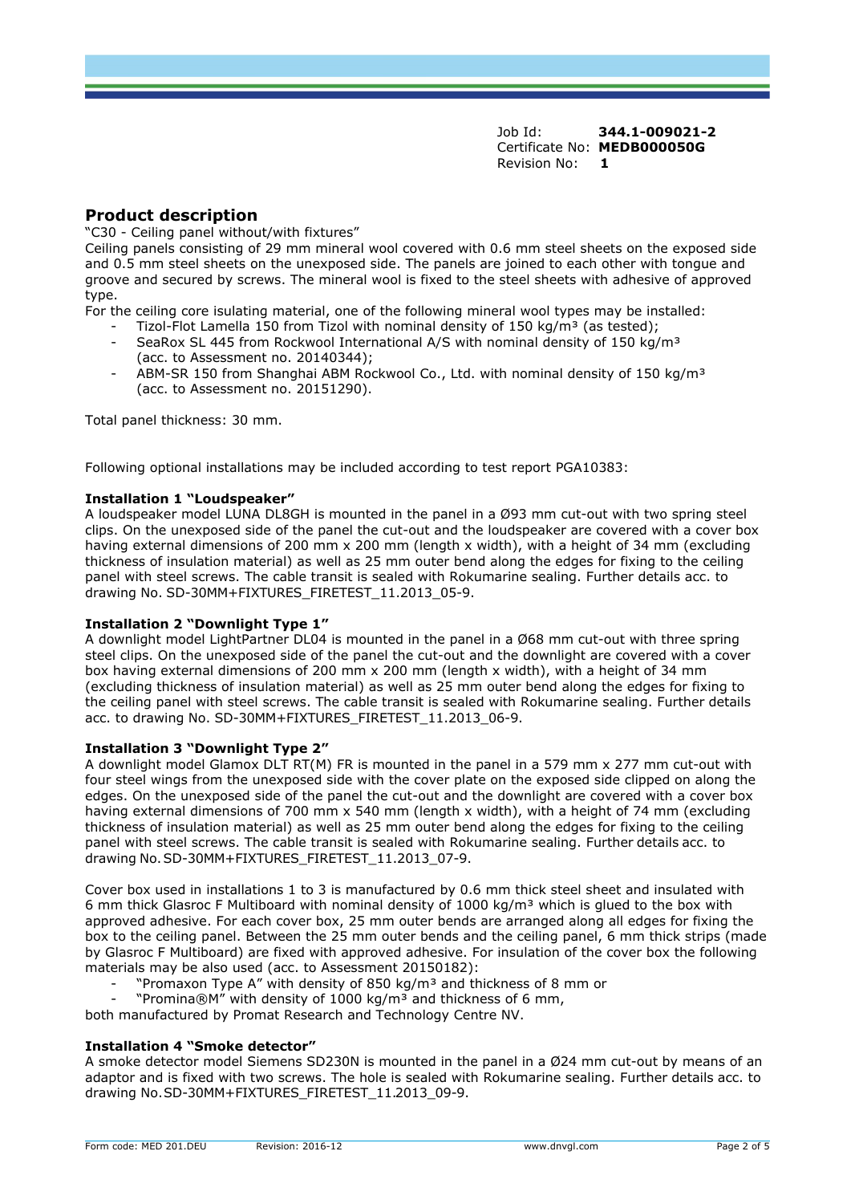Job Id: **344.1-009021-2**
Certificate No: **MEDB000050G**
Revision No: **1**

## Product description

"C30 - Ceiling panel without/with fixtures"

Ceiling panels consisting of 29 mm mineral wool covered with 0.6 mm steel sheets on the exposed side and 0.5 mm steel sheets on the unexposed side. The panels are joined to each other with tongue and groove and secured by screws. The mineral wool is fixed to the steel sheets with adhesive of approved type.

For the ceiling core isulating material, one of the following mineral wool types may be installed:

- Tizol-Flot Lamella 150 from Tizol with nominal density of 150 kg/m³ (as tested);
- SeaRox SL 445 from Rockwool International A/S with nominal density of 150 kg/m³ (acc. to Assessment no. 20140344);
- ABM-SR 150 from Shanghai ABM Rockwool Co., Ltd. with nominal density of 150 kg/m³ (acc. to Assessment no. 20151290).

Total panel thickness: 30 mm.

Following optional installations may be included according to test report PGA10383:

**Installation 1 "Loudspeaker"**

A loudspeaker model LUNA DL8GH is mounted in the panel in a Ø93 mm cut-out with two spring steel clips. On the unexposed side of the panel the cut-out and the loudspeaker are covered with a cover box having external dimensions of 200 mm x 200 mm (length x width), with a height of 34 mm (excluding thickness of insulation material) as well as 25 mm outer bend along the edges for fixing to the ceiling panel with steel screws. The cable transit is sealed with Rokumarine sealing. Further details acc. to drawing No. SD-30MM+FIXTURES_FIRETEST_11.2013_05-9.

**Installation 2 "Downlight Type 1"**

A downlight model LightPartner DL04 is mounted in the panel in a Ø68 mm cut-out with three spring steel clips. On the unexposed side of the panel the cut-out and the downlight are covered with a cover box having external dimensions of 200 mm x 200 mm (length x width), with a height of 34 mm (excluding thickness of insulation material) as well as 25 mm outer bend along the edges for fixing to the ceiling panel with steel screws. The cable transit is sealed with Rokumarine sealing. Further details acc. to drawing No. SD-30MM+FIXTURES_FIRETEST_11.2013_06-9.

**Installation 3 "Downlight Type 2"**

A downlight model Glamox DLT RT(M) FR is mounted in the panel in a 579 mm x 277 mm cut-out with four steel wings from the unexposed side with the cover plate on the exposed side clipped on along the edges. On the unexposed side of the panel the cut-out and the downlight are covered with a cover box having external dimensions of 700 mm x 540 mm (length x width), with a height of 74 mm (excluding thickness of insulation material) as well as 25 mm outer bend along the edges for fixing to the ceiling panel with steel screws. The cable transit is sealed with Rokumarine sealing. Further details acc. to drawing No. SD-30MM+FIXTURES_FIRETEST_11.2013_07-9.

Cover box used in installations 1 to 3 is manufactured by 0.6 mm thick steel sheet and insulated with 6 mm thick Glasroc F Multiboard with nominal density of 1000 kg/m³ which is glued to the box with approved adhesive. For each cover box, 25 mm outer bends are arranged along all edges for fixing the box to the ceiling panel. Between the 25 mm outer bends and the ceiling panel, 6 mm thick strips (made by Glasroc F Multiboard) are fixed with approved adhesive. For insulation of the cover box the following materials may be also used (acc. to Assessment 20150182):

- "Promaxon Type A" with density of 850 kg/m³ and thickness of 8 mm or
- "Promina®M" with density of 1000 kg/m³ and thickness of 6 mm,

both manufactured by Promat Research and Technology Centre NV.

**Installation 4 "Smoke detector"**

A smoke detector model Siemens SD230N is mounted in the panel in a Ø24 mm cut-out by means of an adaptor and is fixed with two screws. The hole is sealed with Rokumarine sealing. Further details acc. to drawing No. SD-30MM+FIXTURES_FIRETEST_11.2013_09-9.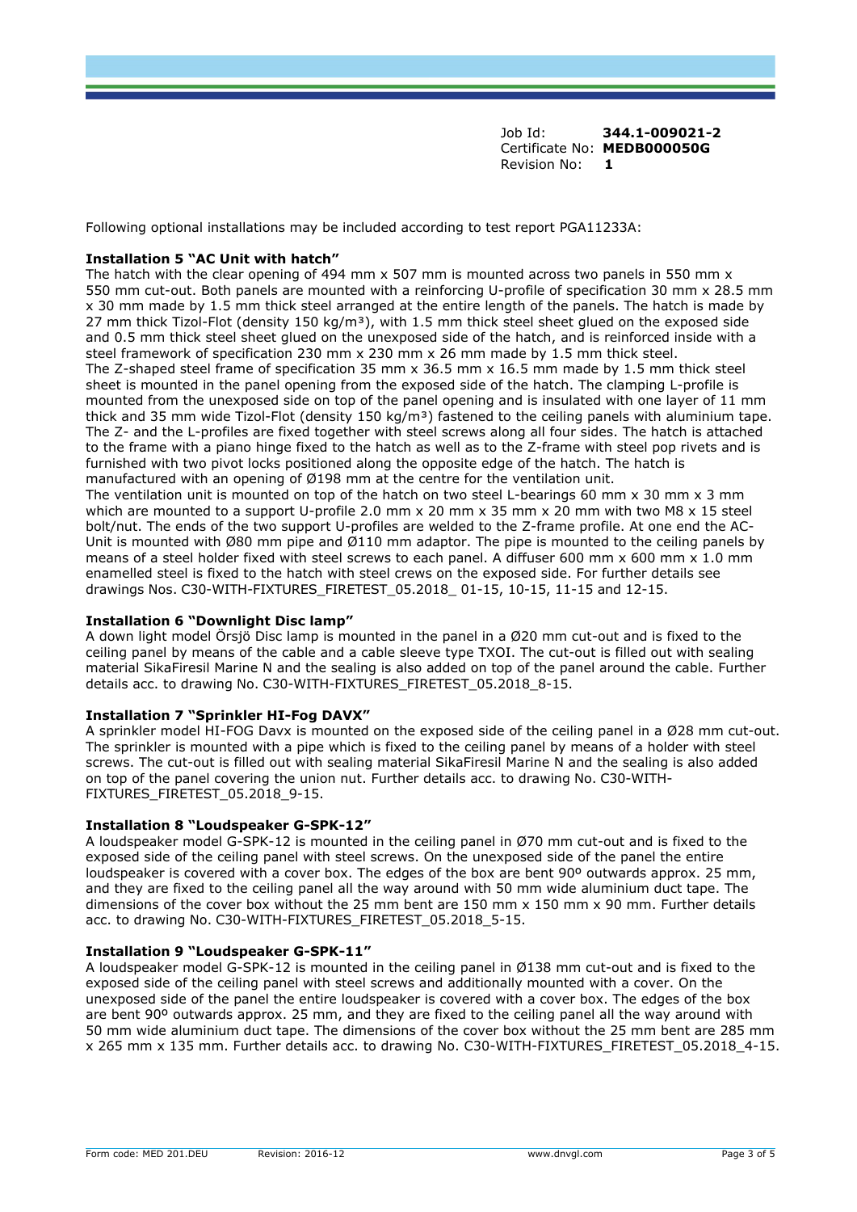Job Id: **344.1-009021-2**
Certificate No: **MEDB000050G**
Revision No: **1**

Following optional installations may be included according to test report PGA11233A:

**Installation 5 "AC Unit with hatch"**

The hatch with the clear opening of 494 mm x 507 mm is mounted across two panels in 550 mm x 550 mm cut-out. Both panels are mounted with a reinforcing U-profile of specification 30 mm x 28.5 mm x 30 mm made by 1.5 mm thick steel arranged at the entire length of the panels. The hatch is made by 27 mm thick Tizol-Flot (density 150 kg/m³), with 1.5 mm thick steel sheet glued on the exposed side and 0.5 mm thick steel sheet glued on the unexposed side of the hatch, and is reinforced inside with a steel framework of specification 230 mm x 230 mm x 26 mm made by 1.5 mm thick steel.
The Z-shaped steel frame of specification 35 mm x 36.5 mm x 16.5 mm made by 1.5 mm thick steel sheet is mounted in the panel opening from the exposed side of the hatch. The clamping L-profile is mounted from the unexposed side on top of the panel opening and is insulated with one layer of 11 mm thick and 35 mm wide Tizol-Flot (density 150 kg/m³) fastened to the ceiling panels with aluminium tape. The Z- and the L-profiles are fixed together with steel screws along all four sides. The hatch is attached to the frame with a piano hinge fixed to the hatch as well as to the Z-frame with steel pop rivets and is furnished with two pivot locks positioned along the opposite edge of the hatch. The hatch is manufactured with an opening of Ø198 mm at the centre for the ventilation unit.
The ventilation unit is mounted on top of the hatch on two steel L-bearings 60 mm x 30 mm x 3 mm which are mounted to a support U-profile 2.0 mm x 20 mm x 35 mm x 20 mm with two M8 x 15 steel bolt/nut. The ends of the two support U-profiles are welded to the Z-frame profile. At one end the AC-Unit is mounted with Ø80 mm pipe and Ø110 mm adaptor. The pipe is mounted to the ceiling panels by means of a steel holder fixed with steel screws to each panel. A diffuser 600 mm x 600 mm x 1.0 mm enamelled steel is fixed to the hatch with steel crews on the exposed side. For further details see drawings Nos. C30-WITH-FIXTURES_FIRETEST_05.2018_ 01-15, 10-15, 11-15 and 12-15.

**Installation 6 "Downlight Disc lamp"**

A down light model Örsjö Disc lamp is mounted in the panel in a Ø20 mm cut-out and is fixed to the ceiling panel by means of the cable and a cable sleeve type TXOI. The cut-out is filled out with sealing material SikaFiresil Marine N and the sealing is also added on top of the panel around the cable. Further details acc. to drawing No. C30-WITH-FIXTURES_FIRETEST_05.2018_8-15.

**Installation 7 "Sprinkler HI-Fog DAVX"**

A sprinkler model HI-FOG Davx is mounted on the exposed side of the ceiling panel in a Ø28 mm cut-out. The sprinkler is mounted with a pipe which is fixed to the ceiling panel by means of a holder with steel screws. The cut-out is filled out with sealing material SikaFiresil Marine N and the sealing is also added on top of the panel covering the union nut. Further details acc. to drawing No. C30-WITH-FIXTURES_FIRETEST_05.2018_9-15.

**Installation 8 "Loudspeaker G-SPK-12"**

A loudspeaker model G-SPK-12 is mounted in the ceiling panel in Ø70 mm cut-out and is fixed to the exposed side of the ceiling panel with steel screws. On the unexposed side of the panel the entire loudspeaker is covered with a cover box. The edges of the box are bent 90º outwards approx. 25 mm, and they are fixed to the ceiling panel all the way around with 50 mm wide aluminium duct tape. The dimensions of the cover box without the 25 mm bent are 150 mm x 150 mm x 90 mm. Further details acc. to drawing No. C30-WITH-FIXTURES_FIRETEST_05.2018_5-15.

**Installation 9 "Loudspeaker G-SPK-11"**

A loudspeaker model G-SPK-12 is mounted in the ceiling panel in Ø138 mm cut-out and is fixed to the exposed side of the ceiling panel with steel screws and additionally mounted with a cover. On the unexposed side of the panel the entire loudspeaker is covered with a cover box. The edges of the box are bent 90º outwards approx. 25 mm, and they are fixed to the ceiling panel all the way around with 50 mm wide aluminium duct tape. The dimensions of the cover box without the 25 mm bent are 285 mm x 265 mm x 135 mm. Further details acc. to drawing No. C30-WITH-FIXTURES_FIRETEST_05.2018_4-15.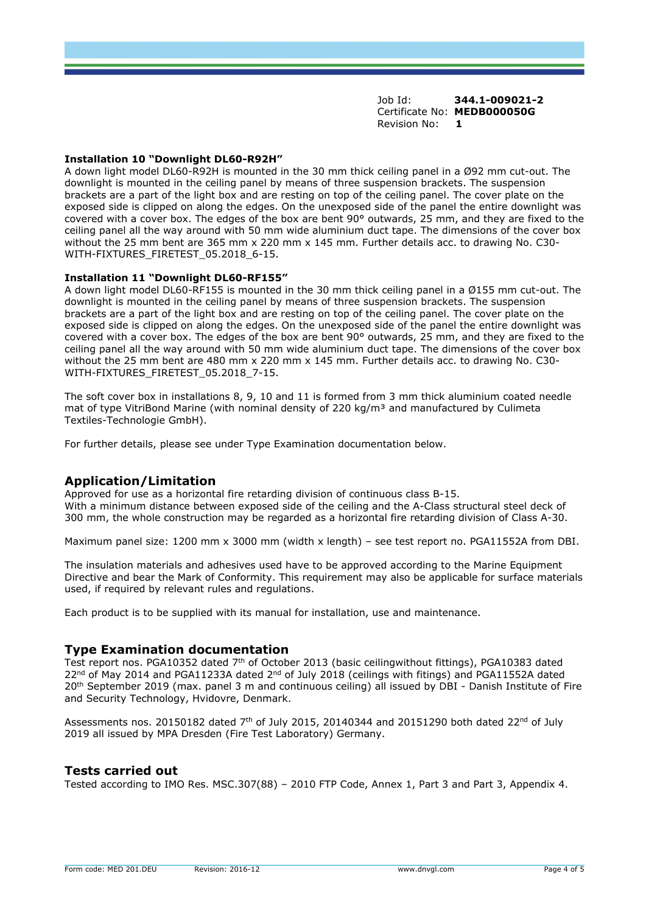Job Id: **344.1-009021-2**
Certificate No: **MEDB000050G**
Revision No: **1**

**Installation 10 "Downlight DL60-R92H"**
A down light model DL60-R92H is mounted in the 30 mm thick ceiling panel in a Ø92 mm cut-out. The downlight is mounted in the ceiling panel by means of three suspension brackets. The suspension brackets are a part of the light box and are resting on top of the ceiling panel. The cover plate on the exposed side is clipped on along the edges. On the unexposed side of the panel the entire downlight was covered with a cover box. The edges of the box are bent 90° outwards, 25 mm, and they are fixed to the ceiling panel all the way around with 50 mm wide aluminium duct tape. The dimensions of the cover box without the 25 mm bent are 365 mm x 220 mm x 145 mm. Further details acc. to drawing No. C30-WITH-FIXTURES_FIRETEST_05.2018_6-15.

**Installation 11 "Downlight DL60-RF155"**
A down light model DL60-RF155 is mounted in the 30 mm thick ceiling panel in a Ø155 mm cut-out. The downlight is mounted in the ceiling panel by means of three suspension brackets. The suspension brackets are a part of the light box and are resting on top of the ceiling panel. The cover plate on the exposed side is clipped on along the edges. On the unexposed side of the panel the entire downlight was covered with a cover box. The edges of the box are bent 90° outwards, 25 mm, and they are fixed to the ceiling panel all the way around with 50 mm wide aluminium duct tape. The dimensions of the cover box without the 25 mm bent are 480 mm x 220 mm x 145 mm. Further details acc. to drawing No. C30-WITH-FIXTURES_FIRETEST_05.2018_7-15.

The soft cover box in installations 8, 9, 10 and 11 is formed from 3 mm thick aluminium coated needle mat of type VitriBond Marine (with nominal density of 220 kg/m³ and manufactured by Culimeta Textiles-Technologie GmbH).

For further details, please see under Type Examination documentation below.

## Application/Limitation

Approved for use as a horizontal fire retarding division of continuous class B-15.
With a minimum distance between exposed side of the ceiling and the A-Class structural steel deck of 300 mm, the whole construction may be regarded as a horizontal fire retarding division of Class A-30.

Maximum panel size: 1200 mm x 3000 mm (width x length) – see test report no. PGA11552A from DBI.

The insulation materials and adhesives used have to be approved according to the Marine Equipment Directive and bear the Mark of Conformity. This requirement may also be applicable for surface materials used, if required by relevant rules and regulations.

Each product is to be supplied with its manual for installation, use and maintenance.

## Type Examination documentation

Test report nos. PGA10352 dated 7th of October 2013 (basic ceilingwithout fittings), PGA10383 dated 22nd of May 2014 and PGA11233A dated 2nd of July 2018 (ceilings with fitings) and PGA11552A dated 20th September 2019 (max. panel 3 m and continuous ceiling) all issued by DBI - Danish Institute of Fire and Security Technology, Hvidovre, Denmark.

Assessments nos. 20150182 dated 7th of July 2015, 20140344 and 20151290 both dated 22nd of July 2019 all issued by MPA Dresden (Fire Test Laboratory) Germany.

## Tests carried out

Tested according to IMO Res. MSC.307(88) – 2010 FTP Code, Annex 1, Part 3 and Part 3, Appendix 4.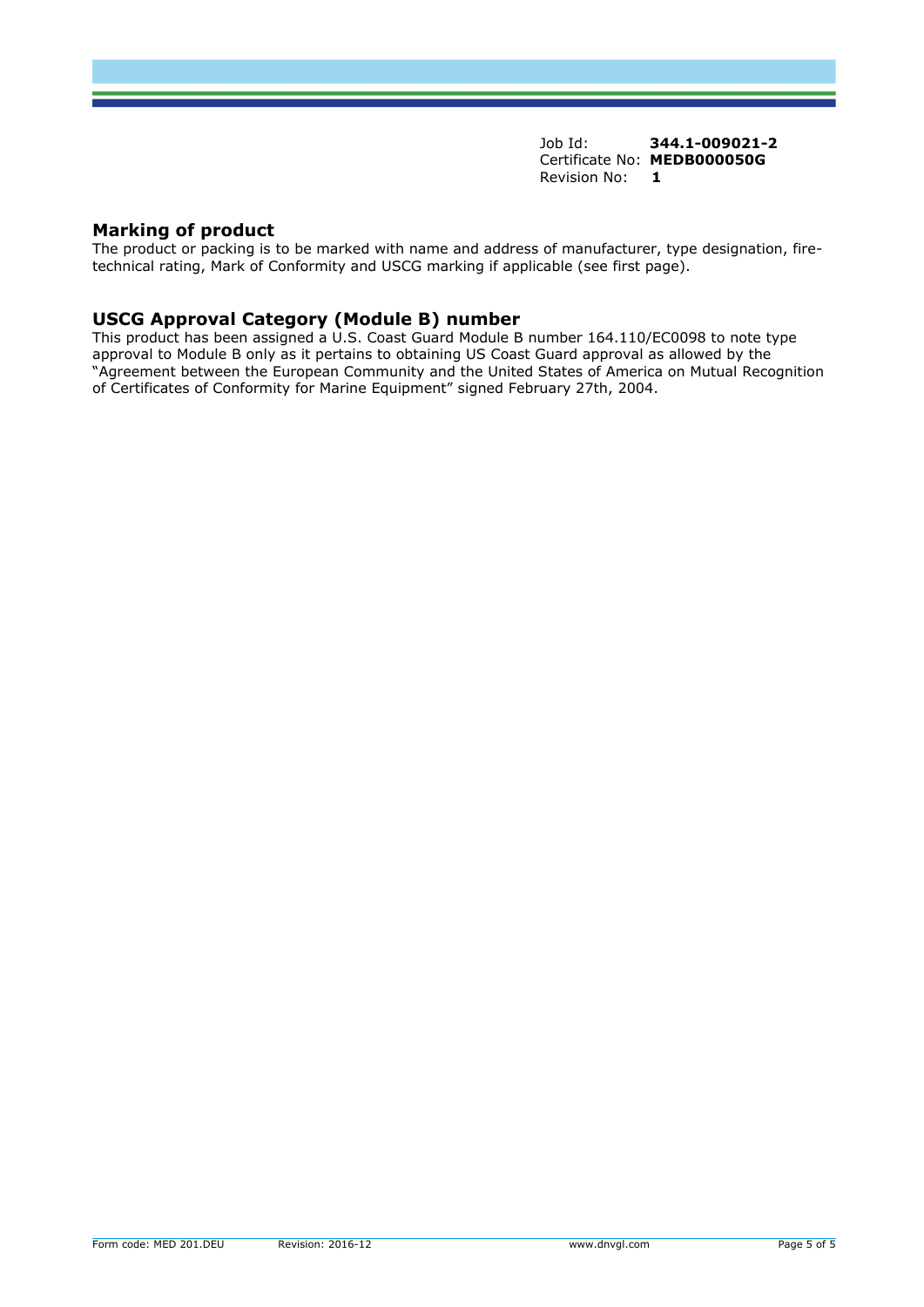Job Id: **344.1-009021-2**
Certificate No: **MEDB000050G**
Revision No: **1**

## Marking of product

The product or packing is to be marked with name and address of manufacturer, type designation, fire-technical rating, Mark of Conformity and USCG marking if applicable (see first page).

## USCG Approval Category (Module B) number

This product has been assigned a U.S. Coast Guard Module B number 164.110/EC0098 to note type approval to Module B only as it pertains to obtaining US Coast Guard approval as allowed by the "Agreement between the European Community and the United States of America on Mutual Recognition of Certificates of Conformity for Marine Equipment" signed February 27th, 2004.